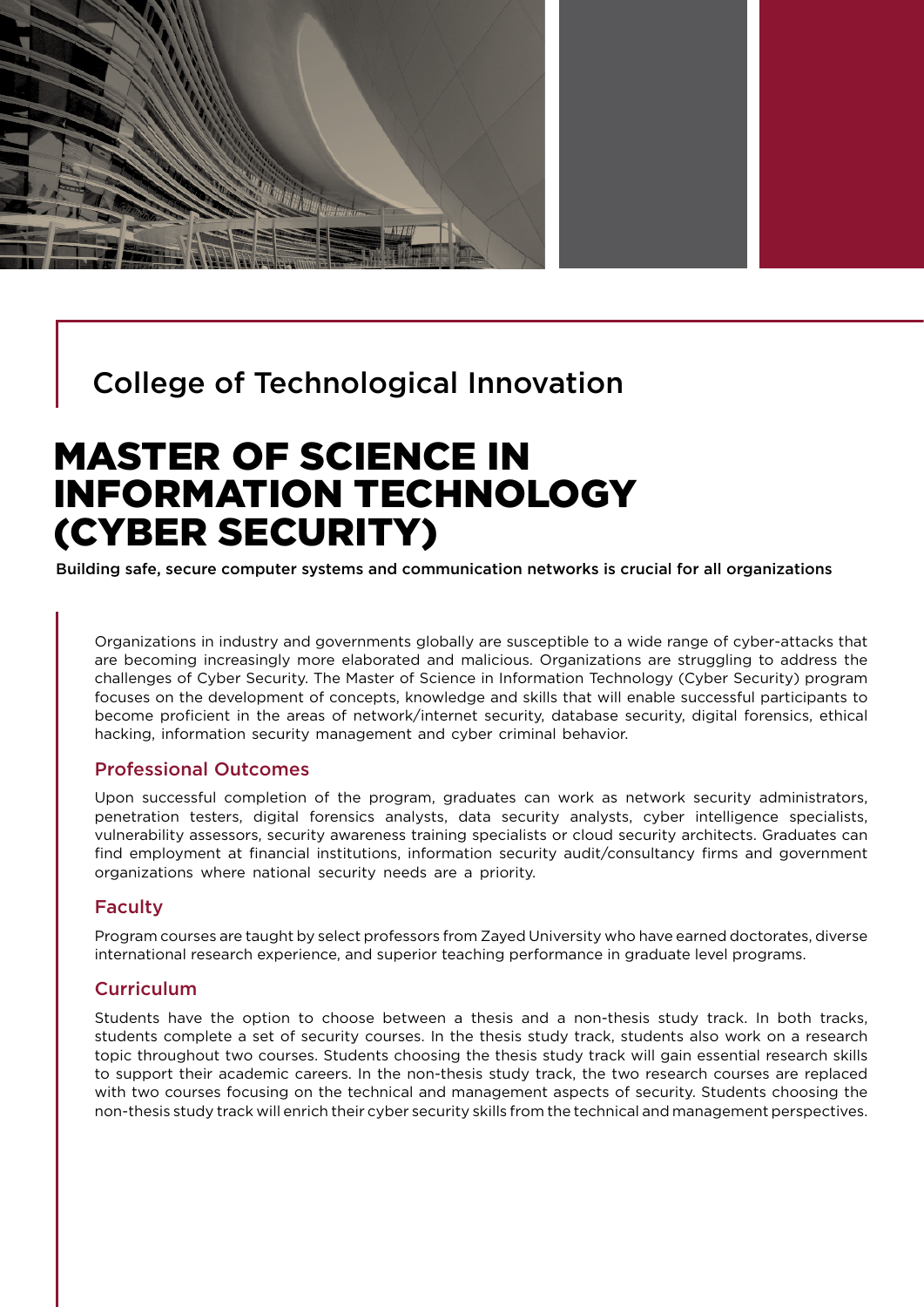College of Technological Innovation

# MASTER OF SCIENCE IN INFORMATION TECHNOLOGY (CYBER SECURITY)

**Building safe, secure computer systems and communication networks is crucial for all organizations**

Organizations in industry and governments globally are susceptible to a wide range of cyber-attacks that are becoming increasingly more elaborated and malicious. Organizations are struggling to address the challenges of Cyber Security. The Master of Science in Information Technology (Cyber Security) program focuses on the development of concepts, knowledge and skills that will enable successful participants to become proficient in the areas of network/internet security, database security, digital forensics, ethical hacking, information security management and cyber criminal behavior.

## Professional Outcomes

Upon successful completion of the program, graduates can work as network security administrators, penetration testers, digital forensics analysts, data security analysts, cyber intelligence specialists, vulnerability assessors, security awareness training specialists or cloud security architects. Graduates can find employment at financial institutions, information security audit/consultancy firms and government organizations where national security needs are a priority.

## Faculty

Program courses are taught by select professors from Zayed University who have earned doctorates, diverse international research experience, and superior teaching performance in graduate level programs.

## Curriculum

Students have the option to choose between a thesis and a non-thesis study track. In both tracks, students complete a set of security courses. In the thesis study track, students also work on a research topic throughout two courses. Students choosing the thesis study track will gain essential research skills to support their academic careers. In the non-thesis study track, the two research courses are replaced with two courses focusing on the technical and management aspects of security. Students choosing the non-thesis study track will enrich their cyber security skills from the technical and management perspectives.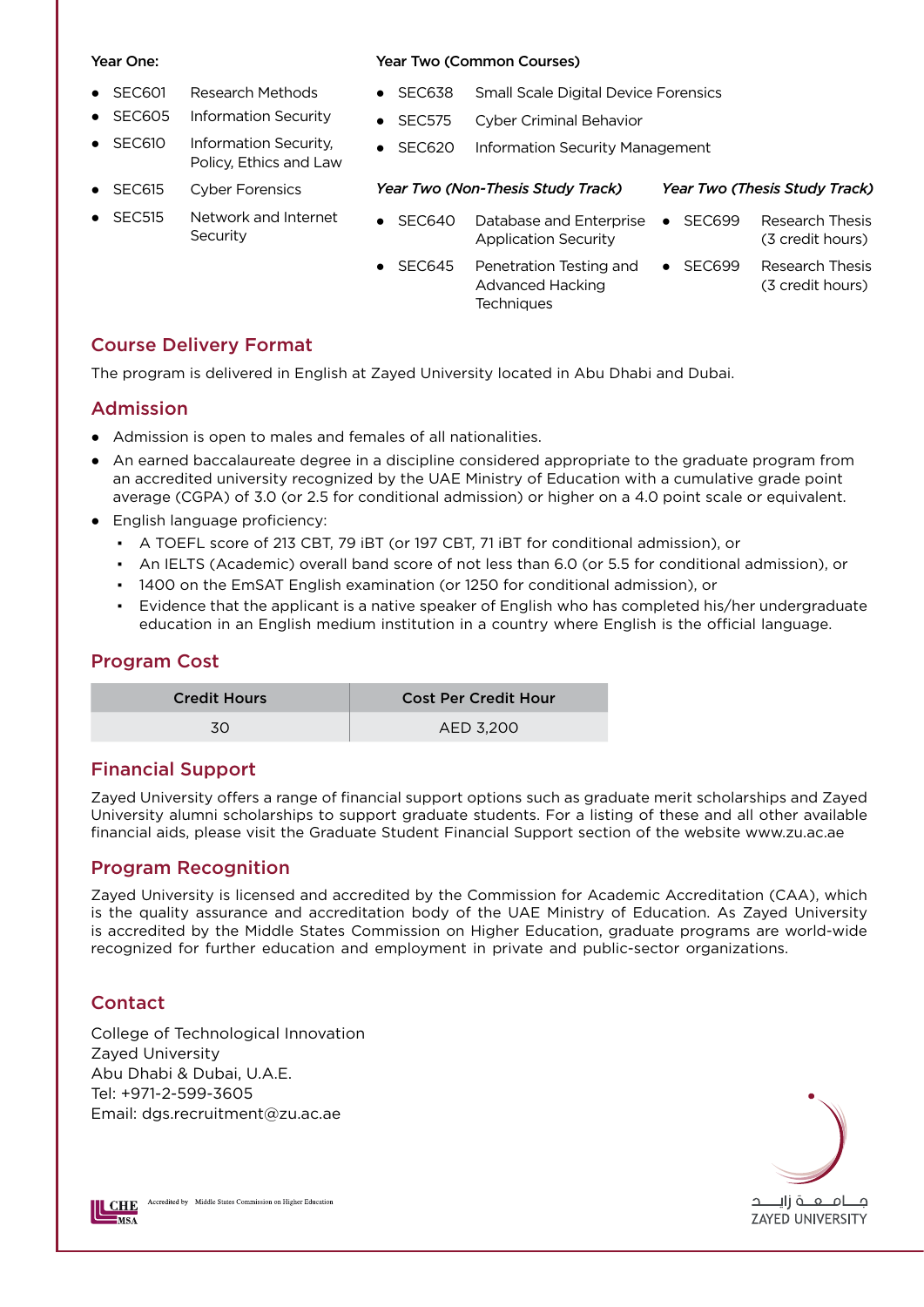**Year One:**

- SEC601 Research Methods
- SEC605 Information Security
- SEC610 Information Security, Policy, Ethics and Law
- SEC615 Cyber Forensics
- SEC515 Network and Internet Security

**Year Two (Common Courses)**

- SEC638 Small Scale Digital Device Forensics
- SEC575 Cyber Criminal Behavior
- SEC620 Information Security Management

***Year Two (Non-Thesis Study Track)***

- SEC640 Database and Enterprise Application Security
- SEC645 Penetration Testing and Advanced Hacking Techniques

***Year Two (Thesis Study Track)***

- SEC699 Research Thesis (3 credit hours)
- SEC699 Research Thesis (3 credit hours)

## Course Delivery Format

The program is delivered in English at Zayed University located in Abu Dhabi and Dubai.

## Admission

- Admission is open to males and females of all nationalities.
- An earned baccalaureate degree in a discipline considered appropriate to the graduate program from an accredited university recognized by the UAE Ministry of Education with a cumulative grade point average (CGPA) of 3.0 (or 2.5 for conditional admission) or higher on a 4.0 point scale or equivalent.
- English language proficiency:
  - A TOEFL score of 213 CBT, 79 iBT (or 197 CBT, 71 iBT for conditional admission), or
  - An IELTS (Academic) overall band score of not less than 6.0 (or 5.5 for conditional admission), or
  - 1400 on the EmSAT English examination (or 1250 for conditional admission), or
  - Evidence that the applicant is a native speaker of English who has completed his/her undergraduate education in an English medium institution in a country where English is the official language.

## Program Cost

| Credit Hours | Cost Per Credit Hour |
| --- | --- |
| 30 | AED 3,200 |

## Financial Support

Zayed University offers a range of financial support options such as graduate merit scholarships and Zayed University alumni scholarships to support graduate students. For a listing of these and all other available financial aids, please visit the Graduate Student Financial Support section of the website www.zu.ac.ae

## Program Recognition

Zayed University is licensed and accredited by the Commission for Academic Accreditation (CAA), which is the quality assurance and accreditation body of the UAE Ministry of Education. As Zayed University is accredited by the Middle States Commission on Higher Education, graduate programs are world-wide recognized for further education and employment in private and public-sector organizations.

## Contact

College of Technological Innovation
Zayed University
Abu Dhabi & Dubai, U.A.E.
Tel: +971-2-599-3605
Email: dgs.recruitment@zu.ac.ae

CHE MSA Accredited by Middle States Commission on Higher Education

جـامـعـة زايـــد
ZAYED UNIVERSITY